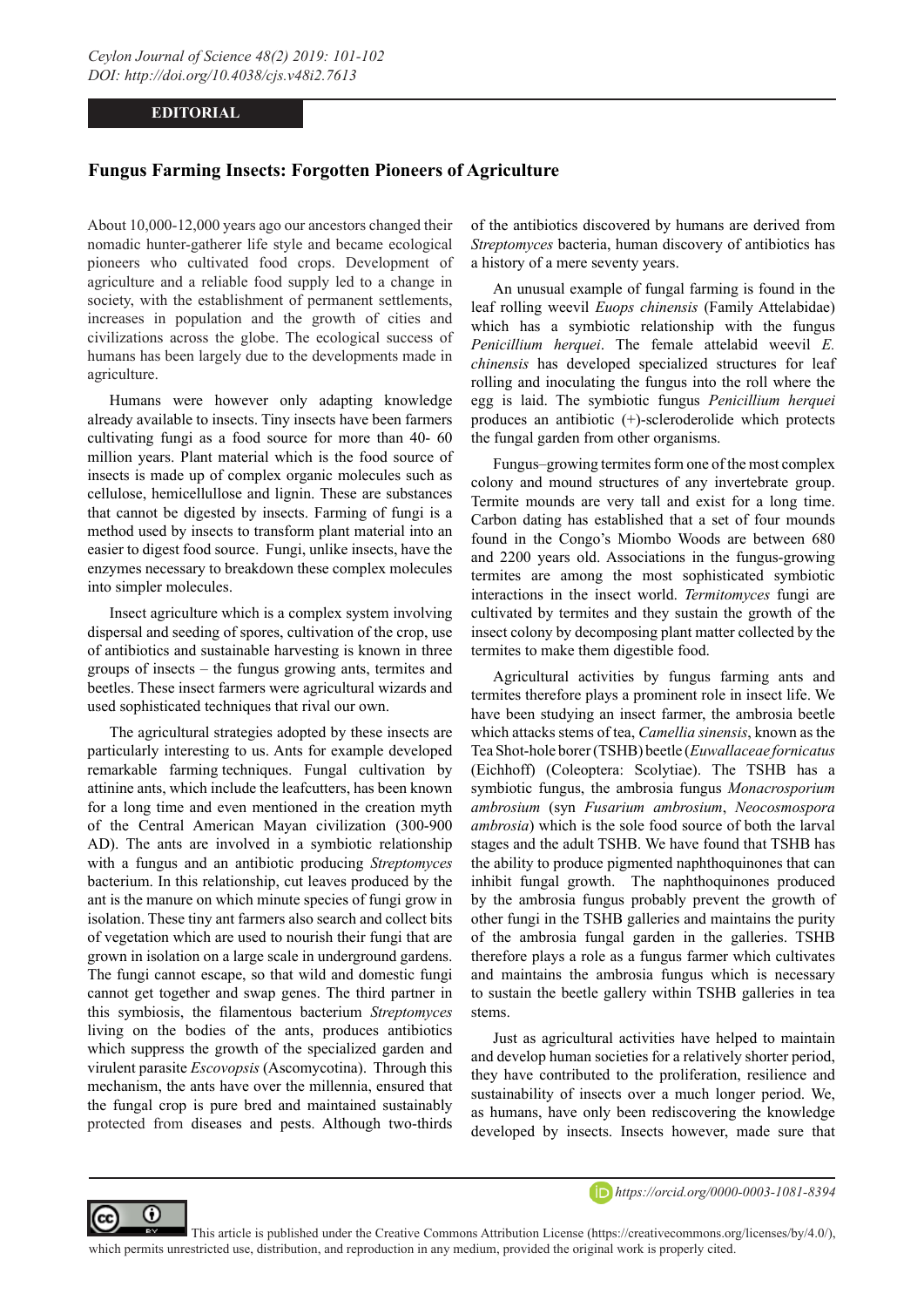**EDITORIAL**

# Fungus Farming Insects: Forgotten Pioneers of Agriculture

About 10,000-12,000 years ago our ancestors changed their nomadic hunter-gatherer life style and became ecological pioneers who cultivated food crops. Development of agriculture and a reliable food supply led to a change in society, with the establishment of permanent settlements, increases in population and the growth of cities and civilizations across the globe. The ecological success of humans has been largely due to the developments made in agriculture.

Humans were however only adapting knowledge already available to insects. Tiny insects have been farmers cultivating fungi as a food source for more than 40- 60 million years. Plant material which is the food source of insects is made up of complex organic molecules such as cellulose, hemicellullose and lignin. These are substances that cannot be digested by insects. Farming of fungi is a method used by insects to transform plant material into an easier to digest food source. Fungi, unlike insects, have the enzymes necessary to breakdown these complex molecules into simpler molecules.

Insect agriculture which is a complex system involving dispersal and seeding of spores, cultivation of the crop, use of antibiotics and sustainable harvesting is known in three groups of insects – the fungus growing ants, termites and beetles. These insect farmers were agricultural wizards and used sophisticated techniques that rival our own.

The agricultural strategies adopted by these insects are particularly interesting to us. Ants for example developed remarkable farming techniques. Fungal cultivation by attinine ants, which include the leafcutters, has been known for a long time and even mentioned in the creation myth of the Central American Mayan civilization (300-900 AD). The ants are involved in a symbiotic relationship with a fungus and an antibiotic producing *Streptomyces* bacterium. In this relationship, cut leaves produced by the ant is the manure on which minute species of fungi grow in isolation. These tiny ant farmers also search and collect bits of vegetation which are used to nourish their fungi that are grown in isolation on a large scale in underground gardens. The fungi cannot escape, so that wild and domestic fungi cannot get together and swap genes. The third partner in this symbiosis, the filamentous bacterium *Streptomyces* living on the bodies of the ants, produces antibiotics which suppress the growth of the specialized garden and virulent parasite *Escovopsis* (Ascomycotina). Through this mechanism, the ants have over the millennia, ensured that the fungal crop is pure bred and maintained sustainably protected from diseases and pests. Although two-thirds of the antibiotics discovered by humans are derived from *Streptomyces* bacteria, human discovery of antibiotics has a history of a mere seventy years.

An unusual example of fungal farming is found in the leaf rolling weevil *Euops chinensis* (Family Attelabidae) which has a symbiotic relationship with the fungus *Penicillium herquei*. The female attelabid weevil *E. chinensis* has developed specialized structures for leaf rolling and inoculating the fungus into the roll where the egg is laid. The symbiotic fungus *Penicillium herquei* produces an antibiotic (+)-scleroderolide which protects the fungal garden from other organisms.

Fungus–growing termites form one of the most complex colony and mound structures of any invertebrate group. Termite mounds are very tall and exist for a long time. Carbon dating has established that a set of four mounds found in the Congo's Miombo Woods are between 680 and 2200 years old. Associations in the fungus-growing termites are among the most sophisticated symbiotic interactions in the insect world. *Termitomyces* fungi are cultivated by termites and they sustain the growth of the insect colony by decomposing plant matter collected by the termites to make them digestible food.

Agricultural activities by fungus farming ants and termites therefore plays a prominent role in insect life. We have been studying an insect farmer, the ambrosia beetle which attacks stems of tea, *Camellia sinensis*, known as the Tea Shot-hole borer (TSHB) beetle (*Euwallaceae fornicatus* (Eichhoff) (Coleoptera: Scolytiae). The TSHB has a symbiotic fungus, the ambrosia fungus *Monacrosporium ambrosium* (syn *Fusarium ambrosium*, *Neocosmospora ambrosia*) which is the sole food source of both the larval stages and the adult TSHB. We have found that TSHB has the ability to produce pigmented naphthoquinones that can inhibit fungal growth. The naphthoquinones produced by the ambrosia fungus probably prevent the growth of other fungi in the TSHB galleries and maintains the purity of the ambrosia fungal garden in the galleries. TSHB therefore plays a role as a fungus farmer which cultivates and maintains the ambrosia fungus which is necessary to sustain the beetle gallery within TSHB galleries in tea stems.

Just as agricultural activities have helped to maintain and develop human societies for a relatively shorter period, they have contributed to the proliferation, resilience and sustainability of insects over a much longer period. We, as humans, have only been rediscovering the knowledge developed by insects. Insects however, made sure that

https://orcid.org/0000-0003-1081-8394

This article is published under the Creative Commons Attribution License (https://creativecommons.org/licenses/by/4.0/), which permits unrestricted use, distribution, and reproduction in any medium, provided the original work is properly cited.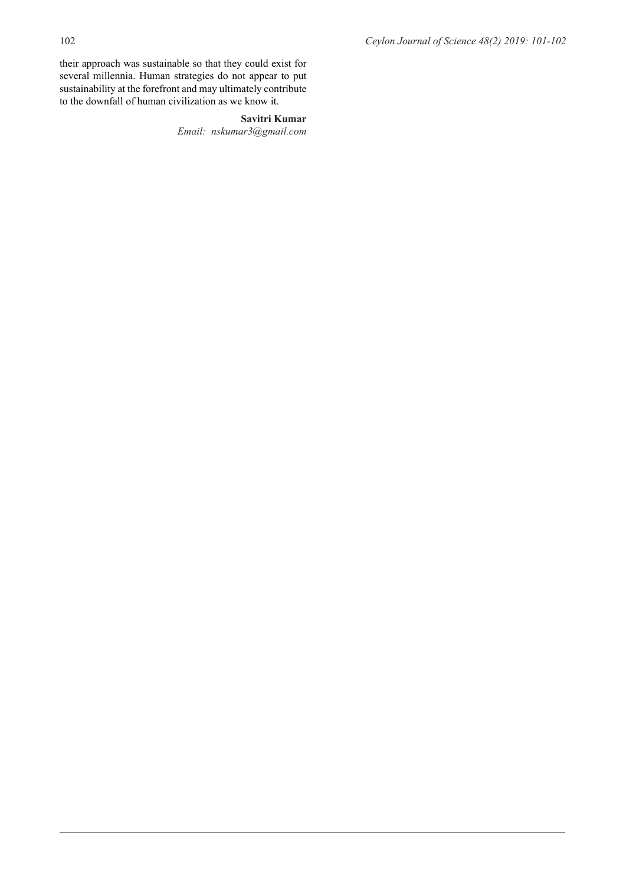their approach was sustainable so that they could exist for several millennia. Human strategies do not appear to put sustainability at the forefront and may ultimately contribute to the downfall of human civilization as we know it.

**Savitri Kumar**
*Email: nskumar3@gmail.com*